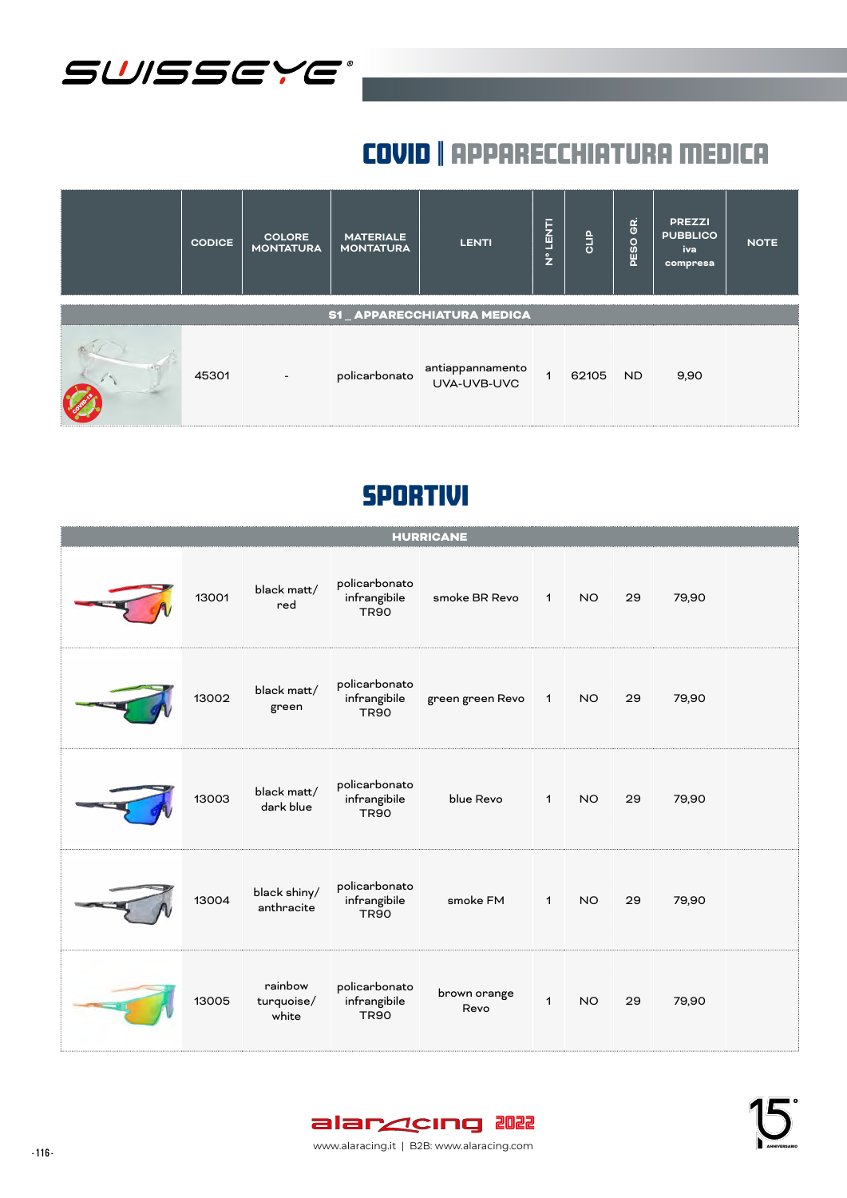# SWISSEYE

## COVID | APPARECCHIATURA MEDICA

| | CODICE | COLORE MONTATURA | MATERIALE MONTATURA | LENTI | N° LENTI | CLIP | PESO GR. | PREZZI PUBBLICO iva compresa | NOTE |
|---|---|---|---|---|---|---|---|---|---|
| **S1 _ APPARECCHIATURA MEDICA** | | | | | | | | | |
| | 45301 | - | policarbonato | antiappannamento UVA-UVB-UVC | 1 | 62105 | ND | 9,90 | |

## SPORTIVI

| | CODICE | COLORE MONTATURA | MATERIALE MONTATURA | LENTI | N° LENTI | CLIP | PESO GR. | PREZZI PUBBLICO iva compresa | NOTE |
|---|---|---|---|---|---|---|---|---|---|
| **HURRICANE** | | | | | | | | | |
| | 13001 | black matt/ red | policarbonato infrangibile TR90 | smoke BR Revo | 1 | NO | 29 | 79,90 | |
| | 13002 | black matt/ green | policarbonato infrangibile TR90 | green green Revo | 1 | NO | 29 | 79,90 | |
| | 13003 | black matt/ dark blue | policarbonato infrangibile TR90 | blue Revo | 1 | NO | 29 | 79,90 | |
| | 13004 | black shiny/ anthracite | policarbonato infrangibile TR90 | smoke FM | 1 | NO | 29 | 79,90 | |
| | 13005 | rainbow turquoise/ white | policarbonato infrangibile TR90 | brown orange Revo | 1 | NO | 29 | 79,90 | |

alaracing 2022

www.alaracing.it | B2B: www.alaracing.com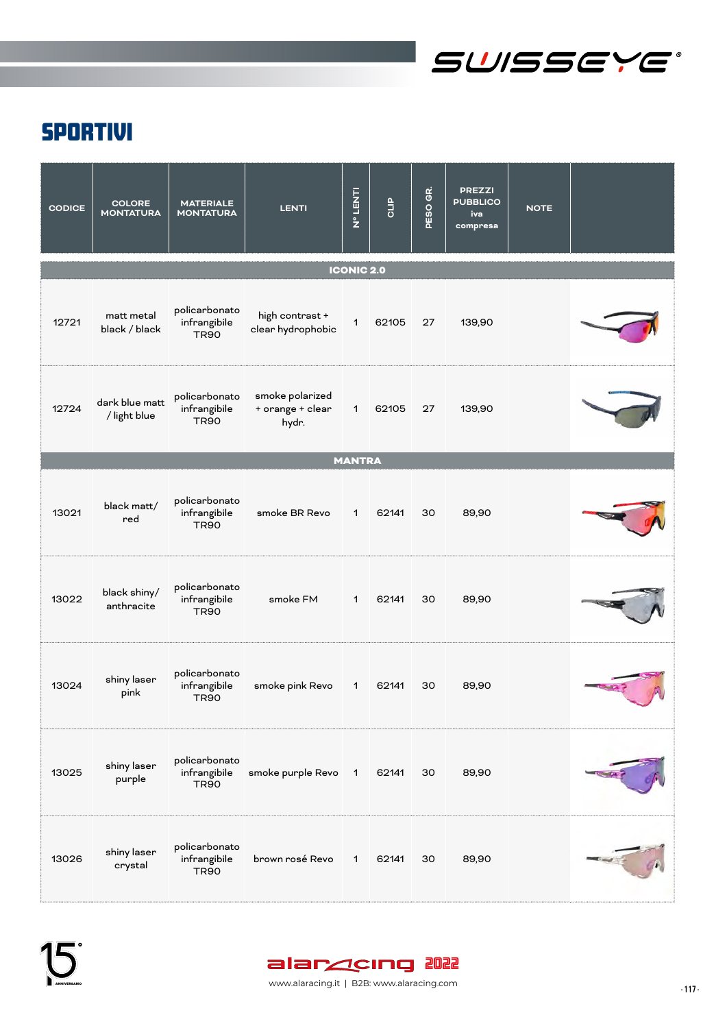# SWISSEYE

## SPORTIVI

| CODICE | COLORE MONTATURA | MATERIALE MONTATURA | LENTI | N° LENTI | CLIP | PESO GR. | PREZZI PUBBLICO iva compresa | NOTE |
|---|---|---|---|---|---|---|---|---|
| **ICONIC 2.0** | | | | | | | | |
| 12721 | matt metal black / black | policarbonato infrangibile TR90 | high contrast + clear hydrophobic | 1 | 62105 | 27 | 139,90 | |
| 12724 | dark blue matt / light blue | policarbonato infrangibile TR90 | smoke polarized + orange + clear hydr. | 1 | 62105 | 27 | 139,90 | |
| **MANTRA** | | | | | | | | |
| 13021 | black matt/ red | policarbonato infrangibile TR90 | smoke BR Revo | 1 | 62141 | 30 | 89,90 | |
| 13022 | black shiny/ anthracite | policarbonato infrangibile TR90 | smoke FM | 1 | 62141 | 30 | 89,90 | |
| 13024 | shiny laser pink | policarbonato infrangibile TR90 | smoke pink Revo | 1 | 62141 | 30 | 89,90 | |
| 13025 | shiny laser purple | policarbonato infrangibile TR90 | smoke purple Revo | 1 | 62141 | 30 | 89,90 | |
| 13026 | shiny laser crystal | policarbonato infrangibile TR90 | brown rosé Revo | 1 | 62141 | 30 | 89,90 | |

alaracing 2022

www.alaracing.it | B2B: www.alaracing.com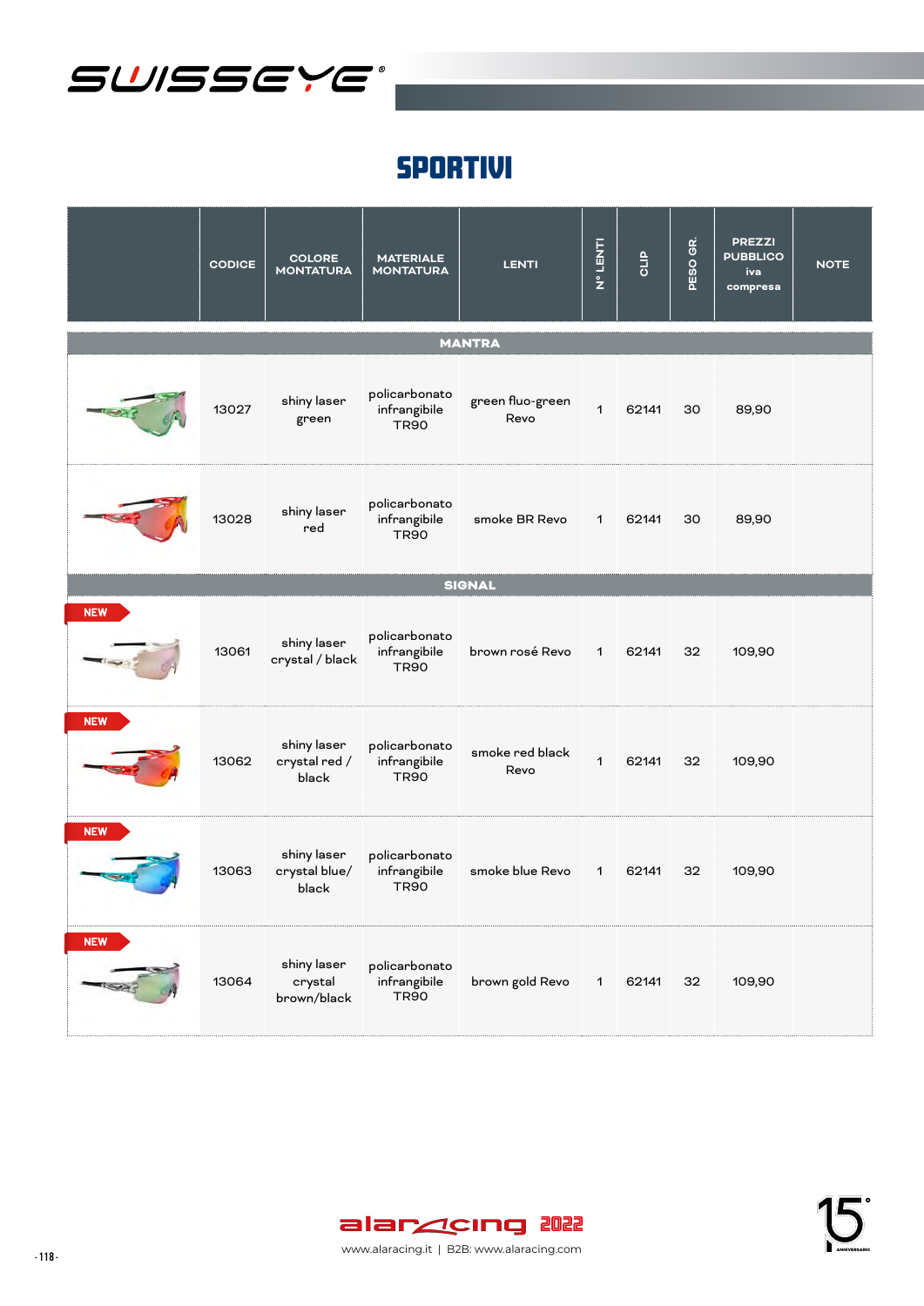SWISSEYE

# SPORTIVI

| | CODICE | COLORE MONTATURA | MATERIALE MONTATURA | LENTI | N° LENTI | CLIP | PESO GR. | PREZZI PUBBLICO iva compresa | NOTE |
|---|---|---|---|---|---|---|---|---|---|
| **MANTRA** | | | | | | | | | |
| | 13027 | shiny laser green | policarbonato infrangibile TR90 | green fluo-green Revo | 1 | 62141 | 30 | 89,90 | |
| | 13028 | shiny laser red | policarbonato infrangibile TR90 | smoke BR Revo | 1 | 62141 | 30 | 89,90 | |
| **SIGNAL** | | | | | | | | | |
| NEW | 13061 | shiny laser crystal / black | policarbonato infrangibile TR90 | brown rosé Revo | 1 | 62141 | 32 | 109,90 | |
| NEW | 13062 | shiny laser crystal red / black | policarbonato infrangibile TR90 | smoke red black Revo | 1 | 62141 | 32 | 109,90 | |
| NEW | 13063 | shiny laser crystal blue/ black | policarbonato infrangibile TR90 | smoke blue Revo | 1 | 62141 | 32 | 109,90 | |
| NEW | 13064 | shiny laser crystal brown/black | policarbonato infrangibile TR90 | brown gold Revo | 1 | 62141 | 32 | 109,90 | |

alaracing 2022

www.alaracing.it | B2B: www.alaracing.com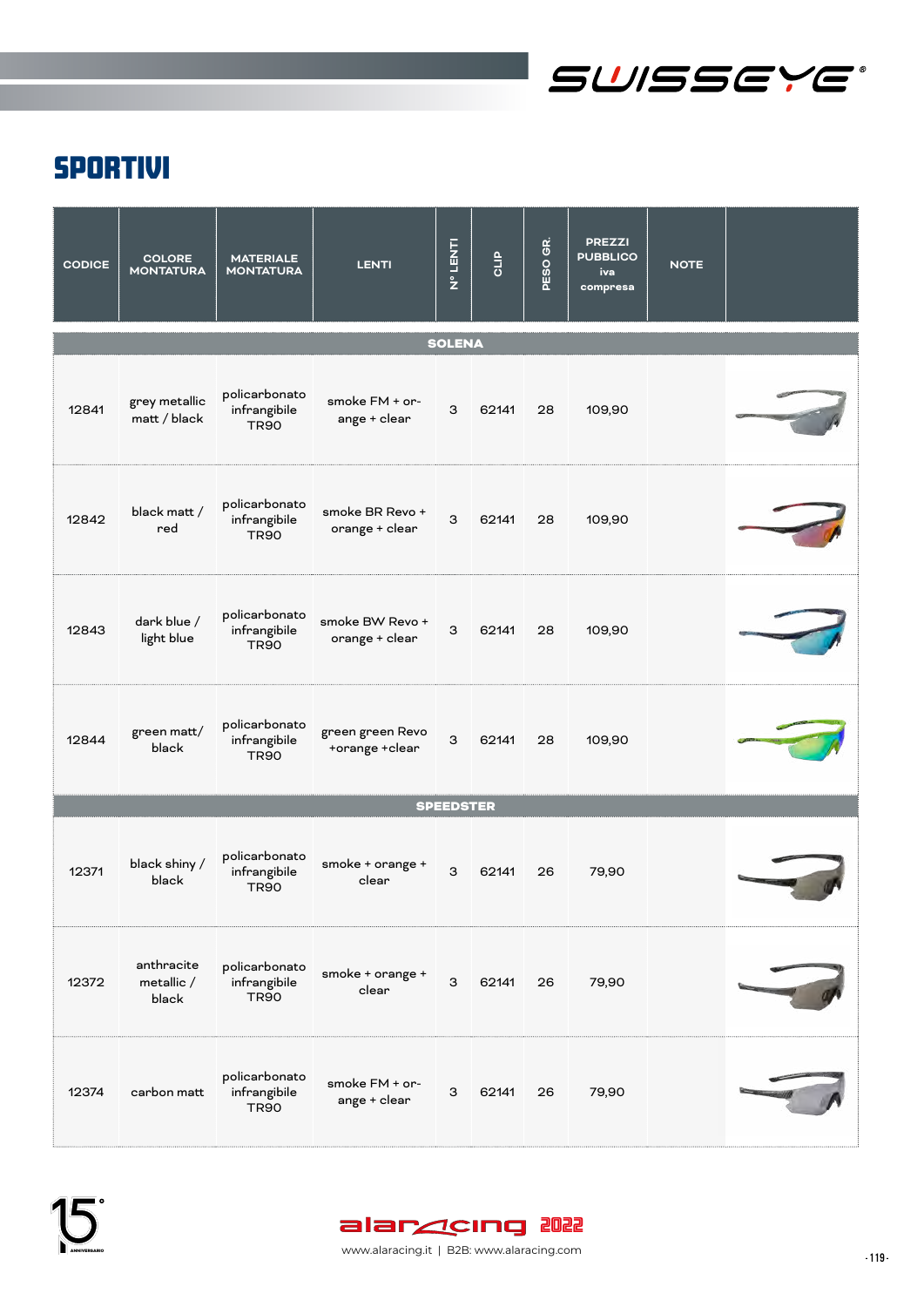# SWISSEYE

## SPORTIVI

| CODICE | COLORE MONTATURA | MATERIALE MONTATURA | LENTI | N° LENTI | CLIP | PESO GR. | PREZZI PUBBLICO iva compresa | NOTE | |
|---|---|---|---|---|---|---|---|---|---|
| **SOLENA** | | | | | | | | | |
| 12841 | grey metallic matt / black | policarbonato infrangibile TR90 | smoke FM + orange + clear | 3 | 62141 | 28 | 109,90 | | |
| 12842 | black matt / red | policarbonato infrangibile TR90 | smoke BR Revo + orange + clear | 3 | 62141 | 28 | 109,90 | | |
| 12843 | dark blue / light blue | policarbonato infrangibile TR90 | smoke BW Revo + orange + clear | 3 | 62141 | 28 | 109,90 | | |
| 12844 | green matt/ black | policarbonato infrangibile TR90 | green green Revo +orange +clear | 3 | 62141 | 28 | 109,90 | | |
| **SPEEDSTER** | | | | | | | | | |
| 12371 | black shiny / black | policarbonato infrangibile TR90 | smoke + orange + clear | 3 | 62141 | 26 | 79,90 | | |
| 12372 | anthracite metallic / black | policarbonato infrangibile TR90 | smoke + orange + clear | 3 | 62141 | 26 | 79,90 | | |
| 12374 | carbon matt | policarbonato infrangibile TR90 | smoke FM + orange + clear | 3 | 62141 | 26 | 79,90 | | |

alaracing 2022
www.alaracing.it | B2B: www.alaracing.com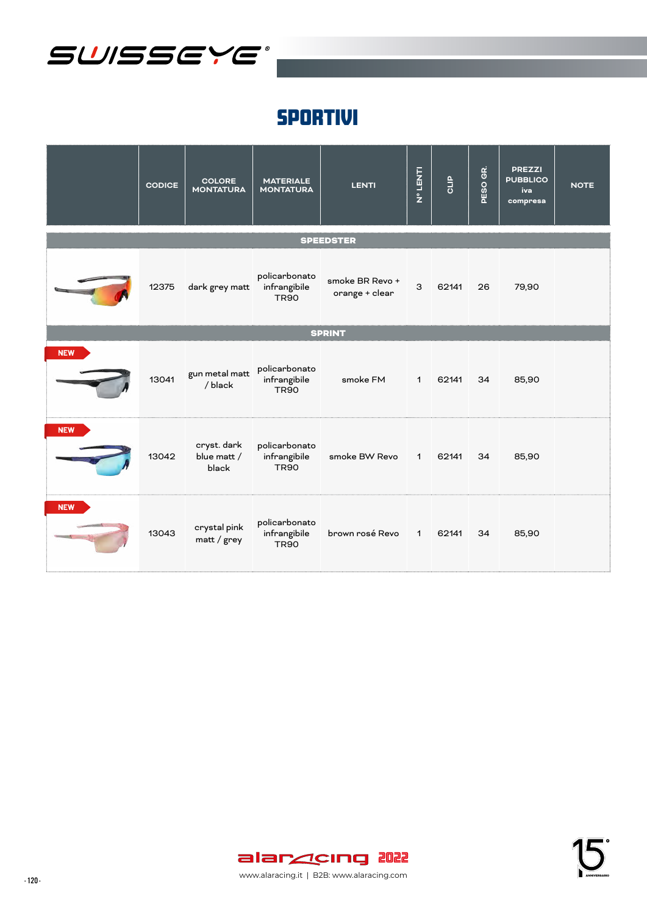# SWISSEYE

## SPORTIVI

| | CODICE | COLORE MONTATURA | MATERIALE MONTATURA | LENTI | N° LENTI | CLIP | PESO GR. | PREZZI PUBBLICO iva compresa | NOTE |
|---|---|---|---|---|---|---|---|---|---|
| **SPEEDSTER** | | | | | | | | | |
| | 12375 | dark grey matt | policarbonato infrangibile TR90 | smoke BR Revo + orange + clear | 3 | 62141 | 26 | 79,90 | |
| **SPRINT** | | | | | | | | | |
| NEW | 13041 | gun metal matt / black | policarbonato infrangibile TR90 | smoke FM | 1 | 62141 | 34 | 85,90 | |
| NEW | 13042 | cryst. dark blue matt / black | policarbonato infrangibile TR90 | smoke BW Revo | 1 | 62141 | 34 | 85,90 | |
| NEW | 13043 | crystal pink matt / grey | policarbonato infrangibile TR90 | brown rosé Revo | 1 | 62141 | 34 | 85,90 | |

alaracing 2022

www.alaracing.it | B2B: www.alaracing.com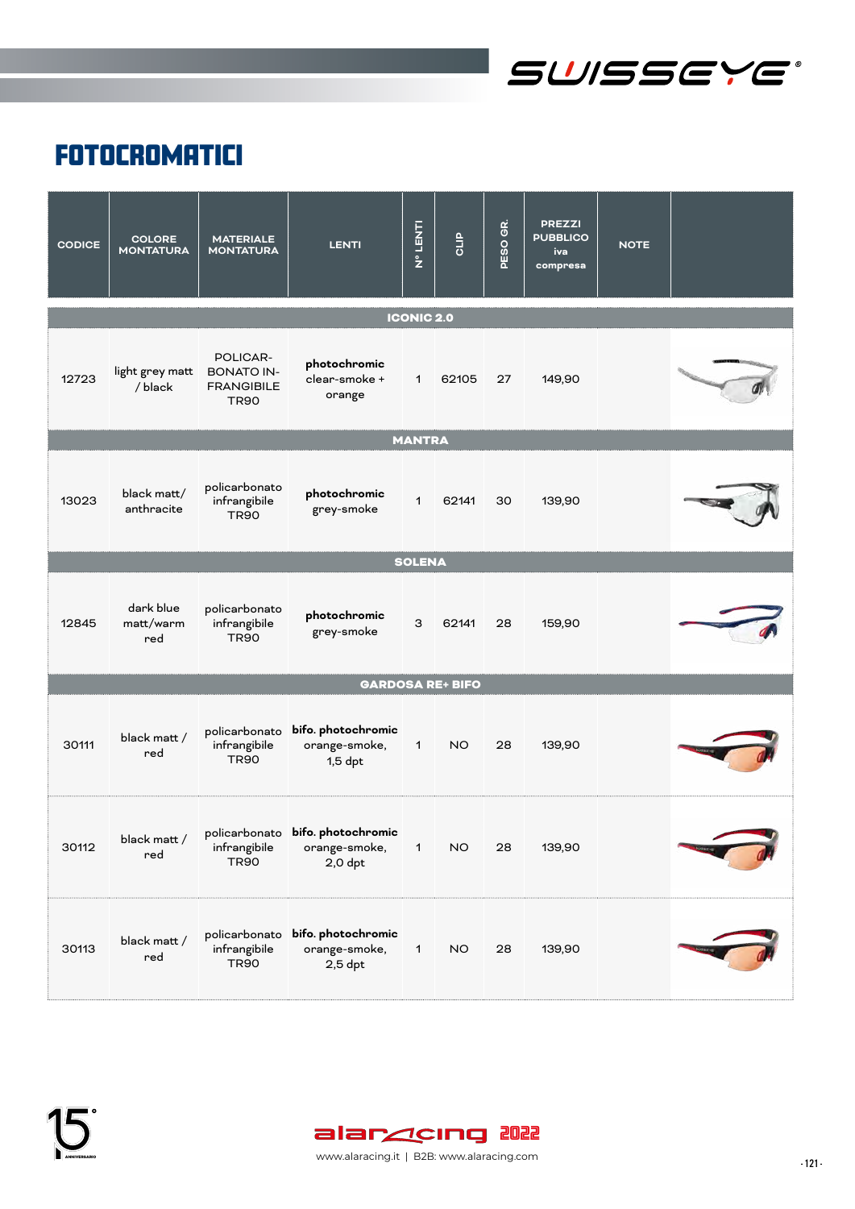# FOTOCROMATICI

| CODICE | COLORE MONTATURA | MATERIALE MONTATURA | LENTI | N° LENTI | CLIP | PESO GR. | PREZZI PUBBLICO iva compresa | NOTE | |
|---|---|---|---|---|---|---|---|---|---|
| **ICONIC 2.0** | | | | | | | | | |
| 12723 | light grey matt / black | POLICARBONATO INFRANGIBILE TR90 | **photochromic** clear-smoke + orange | 1 | 62105 | 27 | 149,90 | | |
| **MANTRA** | | | | | | | | | |
| 13023 | black matt/ anthracite | policarbonato infrangibile TR90 | **photochromic** grey-smoke | 1 | 62141 | 30 | 139,90 | | |
| **SOLENA** | | | | | | | | | |
| 12845 | dark blue matt/warm red | policarbonato infrangibile TR90 | **photochromic** grey-smoke | 3 | 62141 | 28 | 159,90 | | |
| **GARDOSA RE+ BIFO** | | | | | | | | | |
| 30111 | black matt / red | policarbonato infrangibile TR90 | **bifo. photochromic** orange-smoke, 1,5 dpt | 1 | NO | 28 | 139,90 | | |
| 30112 | black matt / red | policarbonato infrangibile TR90 | **bifo. photochromic** orange-smoke, 2,0 dpt | 1 | NO | 28 | 139,90 | | |
| 30113 | black matt / red | policarbonato infrangibile TR90 | **bifo. photochromic** orange-smoke, 2,5 dpt | 1 | NO | 28 | 139,90 | | |

www.alaracing.it | B2B: www.alaracing.com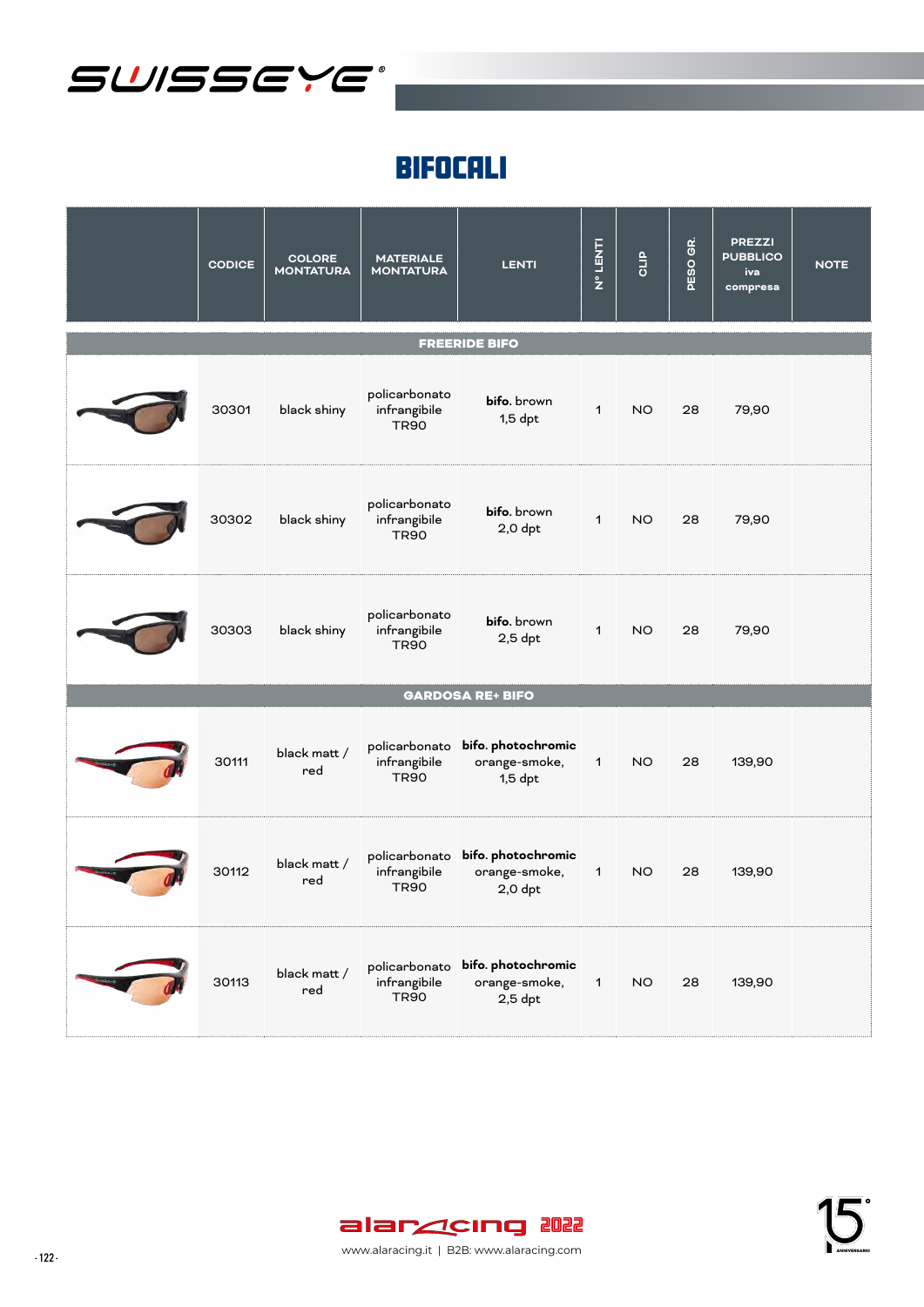# BIFOCALI

| | CODICE | COLORE MONTATURA | MATERIALE MONTATURA | LENTI | N° LENTI | CLIP | PESO GR. | PREZZI PUBBLICO iva compresa | NOTE |
|---|---|---|---|---|---|---|---|---|---|
| **FREERIDE BIFO** | | | | | | | | | |
| | 30301 | black shiny | policarbonato infrangibile TR90 | **bifo.** brown 1,5 dpt | 1 | NO | 28 | 79,90 | |
| | 30302 | black shiny | policarbonato infrangibile TR90 | **bifo.** brown 2,0 dpt | 1 | NO | 28 | 79,90 | |
| | 30303 | black shiny | policarbonato infrangibile TR90 | **bifo.** brown 2,5 dpt | 1 | NO | 28 | 79,90 | |
| **GARDOSA RE+ BIFO** | | | | | | | | | |
| | 30111 | black matt / red | policarbonato infrangibile TR90 | **bifo. photochromic** orange-smoke, 1,5 dpt | 1 | NO | 28 | 139,90 | |
| | 30112 | black matt / red | policarbonato infrangibile TR90 | **bifo. photochromic** orange-smoke, 2,0 dpt | 1 | NO | 28 | 139,90 | |
| | 30113 | black matt / red | policarbonato infrangibile TR90 | **bifo. photochromic** orange-smoke, 2,5 dpt | 1 | NO | 28 | 139,90 | |

alaracing 2022

www.alaracing.it | B2B: www.alaracing.com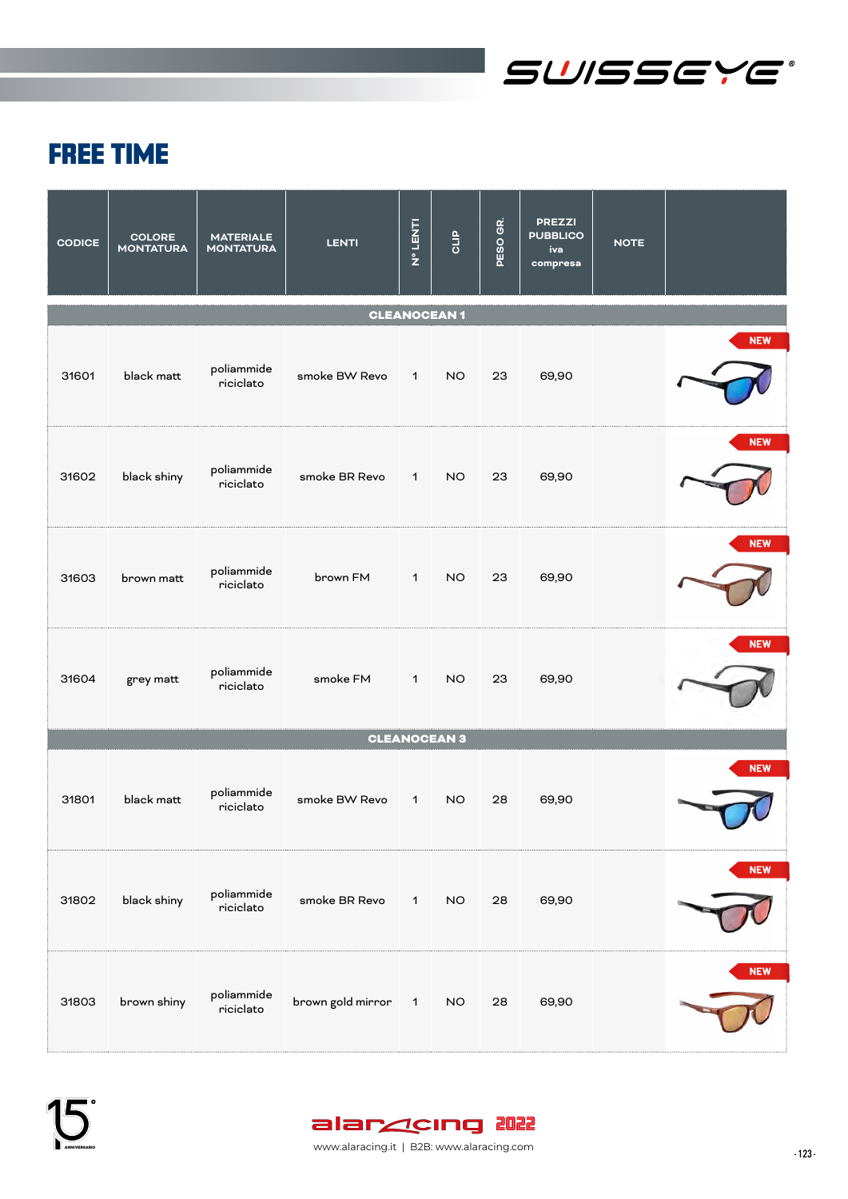# FREE TIME

| CODICE | COLORE MONTATURA | MATERIALE MONTATURA | LENTI | N° LENTI | CLIP | PESO GR. | PREZZI PUBBLICO iva compresa | NOTE | |
|---|---|---|---|---|---|---|---|---|---|
| **CLEANOCEAN 1** | | | | | | | | | |
| 31601 | black matt | poliammide riciclato | smoke BW Revo | 1 | NO | 23 | 69,90 | | NEW |
| 31602 | black shiny | poliammide riciclato | smoke BR Revo | 1 | NO | 23 | 69,90 | | NEW |
| 31603 | brown matt | poliammide riciclato | brown FM | 1 | NO | 23 | 69,90 | | NEW |
| 31604 | grey matt | poliammide riciclato | smoke FM | 1 | NO | 23 | 69,90 | | NEW |
| **CLEANOCEAN 3** | | | | | | | | | |
| 31801 | black matt | poliammide riciclato | smoke BW Revo | 1 | NO | 28 | 69,90 | | NEW |
| 31802 | black shiny | poliammide riciclato | smoke BR Revo | 1 | NO | 28 | 69,90 | | NEW |
| 31803 | brown shiny | poliammide riciclato | brown gold mirror | 1 | NO | 28 | 69,90 | | NEW |

www.alaracing.it | B2B: www.alaracing.com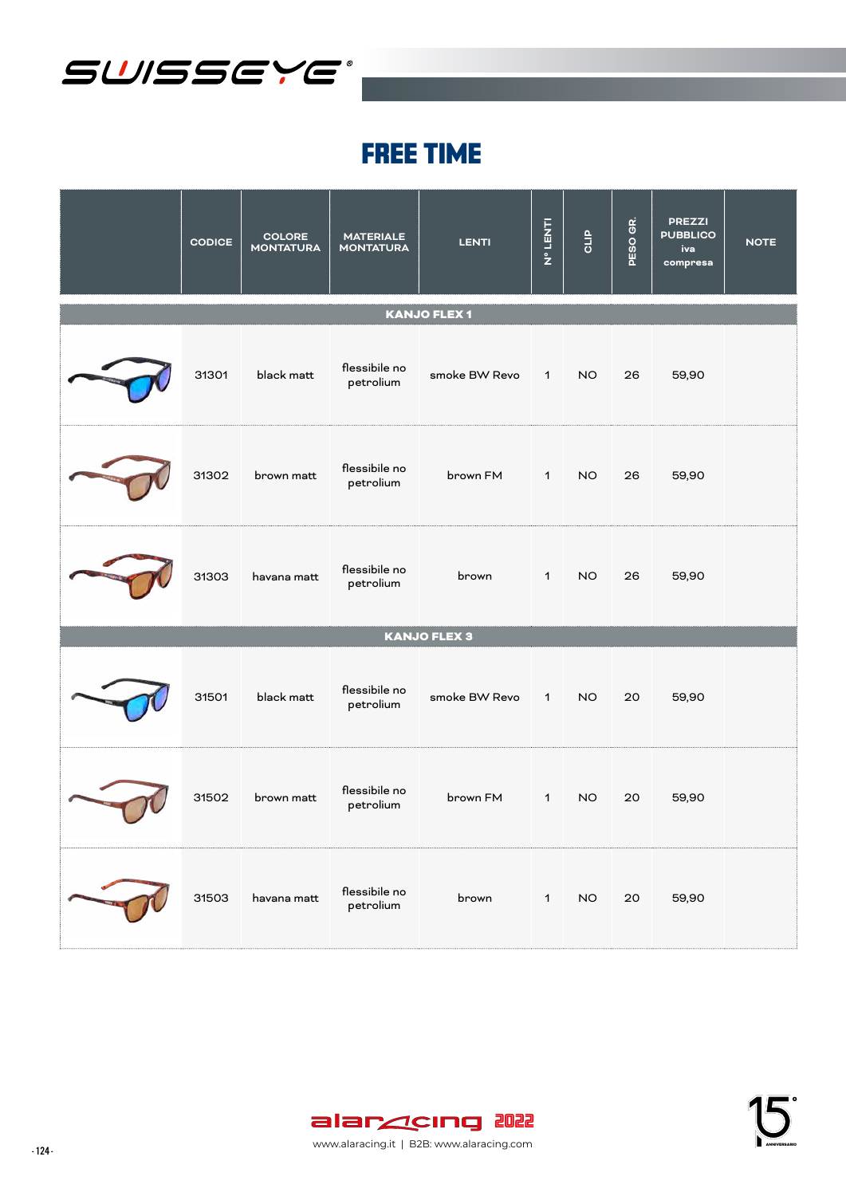# SWISSEYE

## FREE TIME

| | CODICE | COLORE MONTATURA | MATERIALE MONTATURA | LENTI | N° LENTI | CLIP | PESO GR. | PREZZI PUBBLICO iva compresa | NOTE |
|---|---|---|---|---|---|---|---|---|---|
| **KANJO FLEX 1** | | | | | | | | | |
| | 31301 | black matt | flessibile no petrolium | smoke BW Revo | 1 | NO | 26 | 59,90 | |
| | 31302 | brown matt | flessibile no petrolium | brown FM | 1 | NO | 26 | 59,90 | |
| | 31303 | havana matt | flessibile no petrolium | brown | 1 | NO | 26 | 59,90 | |
| **KANJO FLEX 3** | | | | | | | | | |
| | 31501 | black matt | flessibile no petrolium | smoke BW Revo | 1 | NO | 20 | 59,90 | |
| | 31502 | brown matt | flessibile no petrolium | brown FM | 1 | NO | 20 | 59,90 | |
| | 31503 | havana matt | flessibile no petrolium | brown | 1 | NO | 20 | 59,90 | |

alaracing 2022
www.alaracing.it | B2B: www.alaracing.com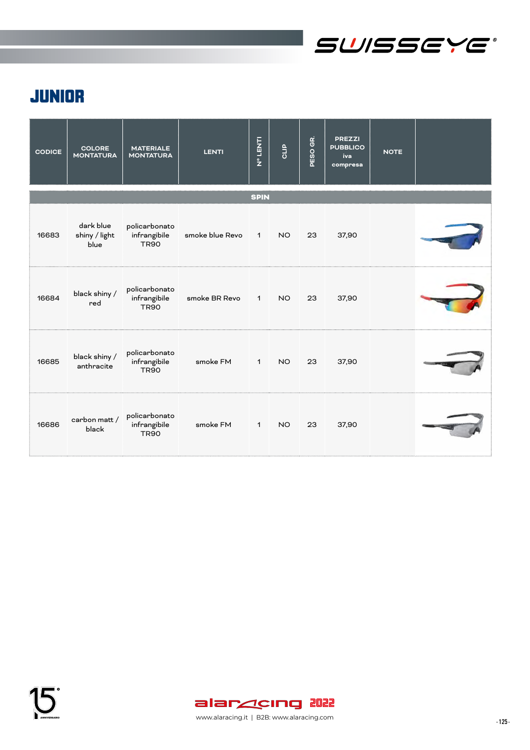# JUNIOR

| CODICE | COLORE MONTATURA | MATERIALE MONTATURA | LENTI | N° LENTI | CLIP | PESO GR. | PREZZI PUBBLICO iva compresa | NOTE | |
|---|---|---|---|---|---|---|---|---|---|
| | | | | **SPIN** | | | | | |
| 16683 | dark blue shiny / light blue | policarbonato infrangibile TR90 | smoke blue Revo | 1 | NO | 23 | 37,90 | | |
| 16684 | black shiny / red | policarbonato infrangibile TR90 | smoke BR Revo | 1 | NO | 23 | 37,90 | | |
| 16685 | black shiny / anthracite | policarbonato infrangibile TR90 | smoke FM | 1 | NO | 23 | 37,90 | | |
| 16686 | carbon matt / black | policarbonato infrangibile TR90 | smoke FM | 1 | NO | 23 | 37,90 | | |

www.alaracing.it | B2B: www.alaracing.com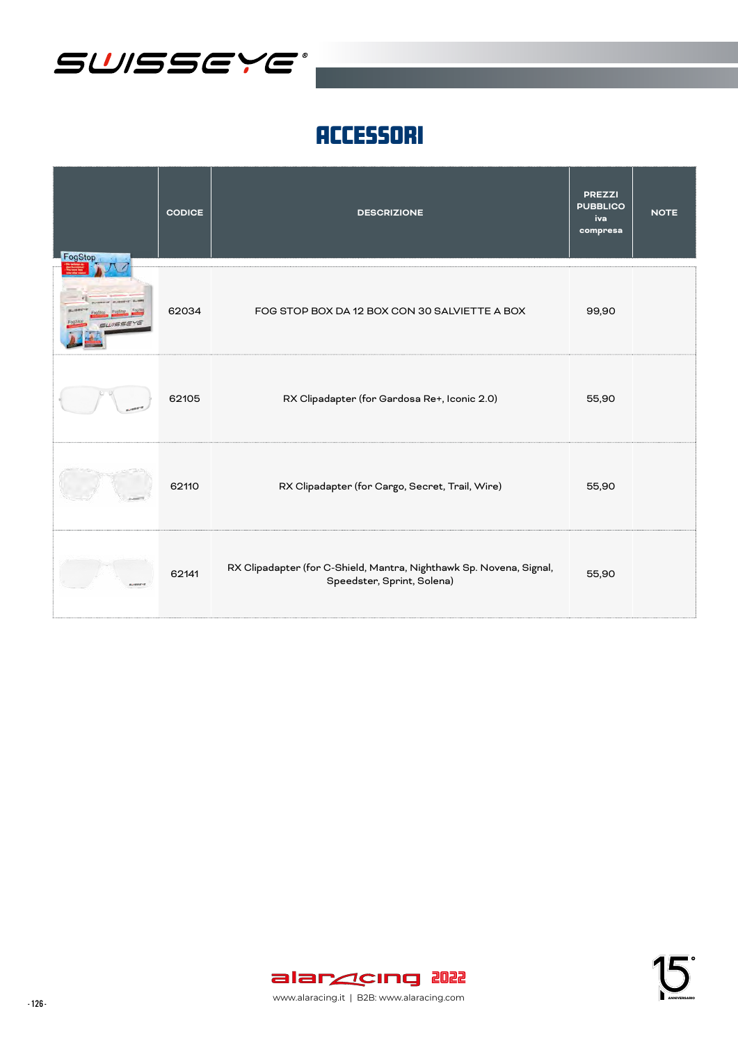SWISSEYE

# ACCESSORI

| | CODICE | DESCRIZIONE | PREZZI PUBBLICO iva compresa | NOTE |
|---|---|---|---|---|
| | 62034 | FOG STOP BOX DA 12 BOX CON 30 SALVIETTE A BOX | 99,90 | |
| | 62105 | RX Clipadapter (for Gardosa Re+, Iconic 2.0) | 55,90 | |
| | 62110 | RX Clipadapter (for Cargo, Secret, Trail, Wire) | 55,90 | |
| | 62141 | RX Clipadapter (for C-Shield, Mantra, Nighthawk Sp. Novena, Signal, Speedster, Sprint, Solena) | 55,90 | |

alaracing 2022

www.alaracing.it | B2B: www.alaracing.com